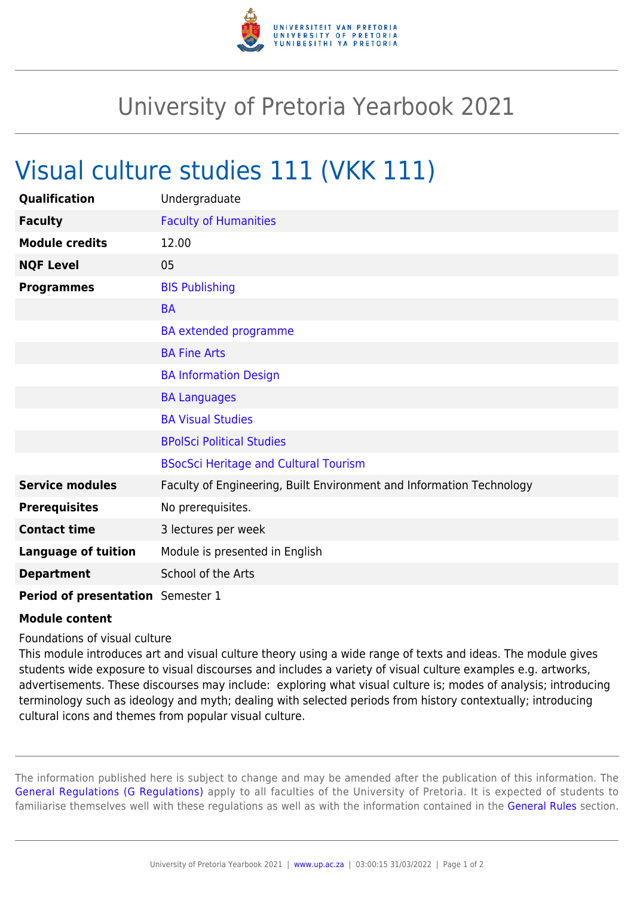# University of Pretoria Yearbook 2021

## Visual culture studies 111 (VKK 111)

| | |
|---|---|
| **Qualification** | Undergraduate |
| **Faculty** | Faculty of Humanities |
| **Module credits** | 12.00 |
| **NQF Level** | 05 |
| **Programmes** | BIS Publishing |
| | BA |
| | BA extended programme |
| | BA Fine Arts |
| | BA Information Design |
| | BA Languages |
| | BA Visual Studies |
| | BPolSci Political Studies |
| | BSocSci Heritage and Cultural Tourism |
| **Service modules** | Faculty of Engineering, Built Environment and Information Technology |
| **Prerequisites** | No prerequisites. |
| **Contact time** | 3 lectures per week |
| **Language of tuition** | Module is presented in English |
| **Department** | School of the Arts |
| **Period of presentation** | Semester 1 |

**Module content**

Foundations of visual culture
This module introduces art and visual culture theory using a wide range of texts and ideas. The module gives students wide exposure to visual discourses and includes a variety of visual culture examples e.g. artworks, advertisements. These discourses may include: exploring what visual culture is; modes of analysis; introducing terminology such as ideology and myth; dealing with selected periods from history contextually; introducing cultural icons and themes from popular visual culture.

The information published here is subject to change and may be amended after the publication of this information. The General Regulations (G Regulations) apply to all faculties of the University of Pretoria. It is expected of students to familiarise themselves well with these regulations as well as with the information contained in the General Rules section.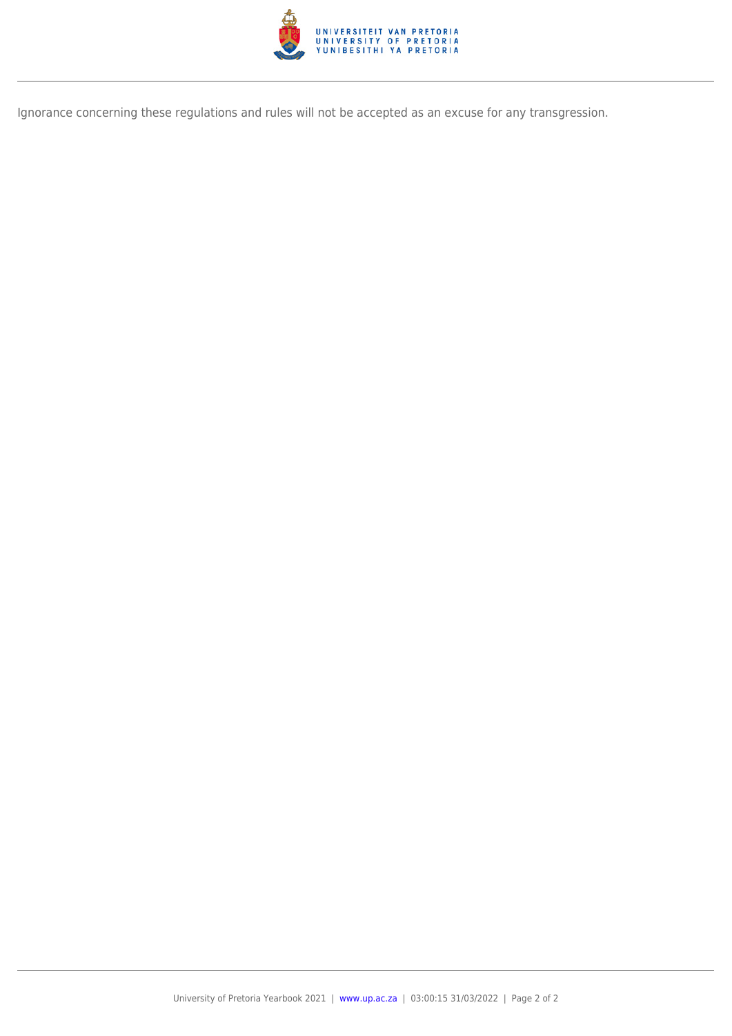Ignorance concerning these regulations and rules will not be accepted as an excuse for any transgression.